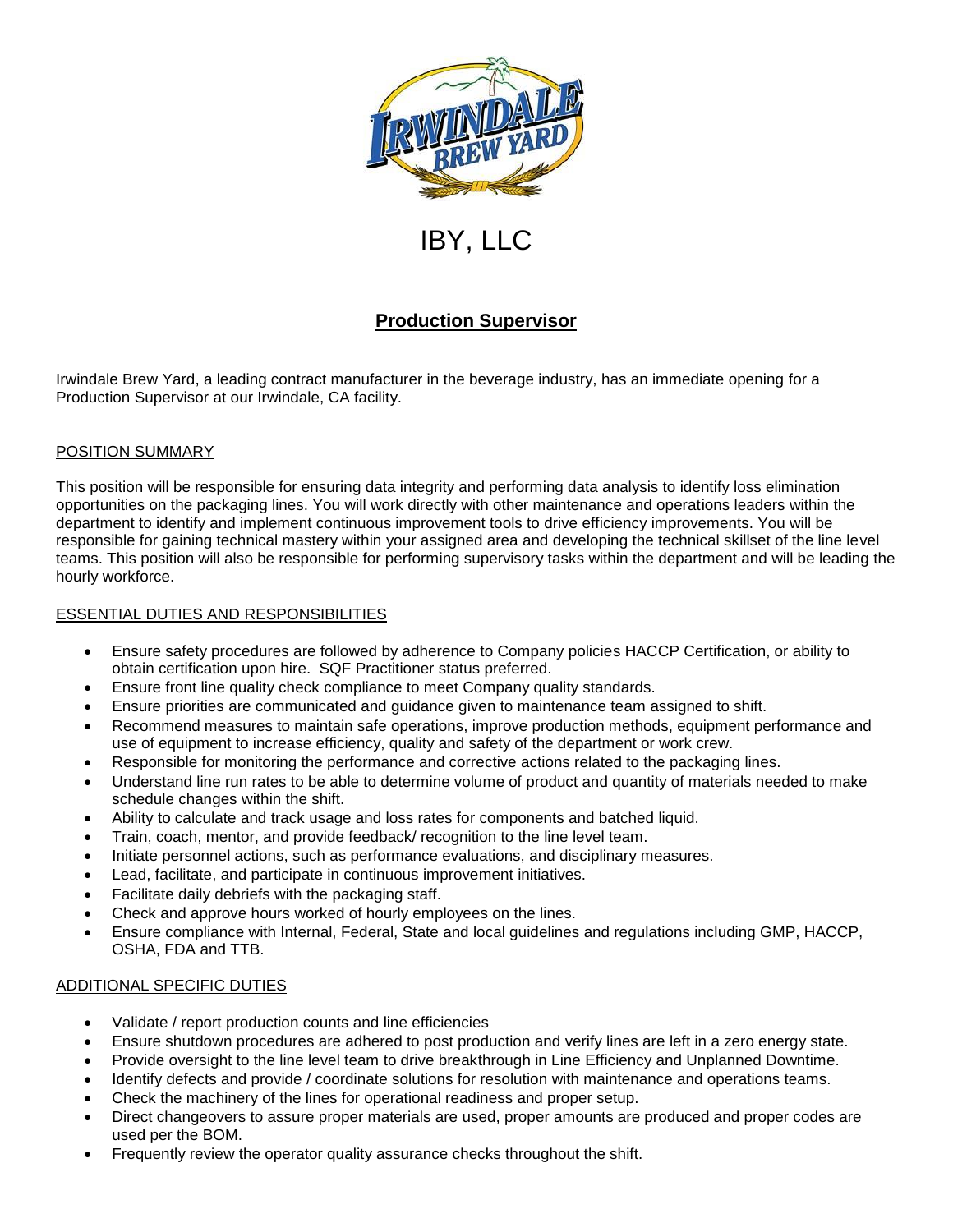IBY, LLC

## Production Supervisor

Irwindale Brew Yard, a leading contract manufacturer in the beverage industry, has an immediate opening for a Production Supervisor at our Irwindale, CA facility.

### POSITION SUMMARY

This position will be responsible for ensuring data integrity and performing data analysis to identify loss elimination opportunities on the packaging lines. You will work directly with other maintenance and operations leaders within the department to identify and implement continuous improvement tools to drive efficiency improvements. You will be responsible for gaining technical mastery within your assigned area and developing the technical skillset of the line level teams. This position will also be responsible for performing supervisory tasks within the department and will be leading the hourly workforce.

### ESSENTIAL DUTIES AND RESPONSIBILITIES

- Ensure safety procedures are followed by adherence to Company policies HACCP Certification, or ability to obtain certification upon hire. SQF Practitioner status preferred.
- Ensure front line quality check compliance to meet Company quality standards.
- Ensure priorities are communicated and guidance given to maintenance team assigned to shift.
- Recommend measures to maintain safe operations, improve production methods, equipment performance and use of equipment to increase efficiency, quality and safety of the department or work crew.
- Responsible for monitoring the performance and corrective actions related to the packaging lines.
- Understand line run rates to be able to determine volume of product and quantity of materials needed to make schedule changes within the shift.
- Ability to calculate and track usage and loss rates for components and batched liquid.
- Train, coach, mentor, and provide feedback/ recognition to the line level team.
- Initiate personnel actions, such as performance evaluations, and disciplinary measures.
- Lead, facilitate, and participate in continuous improvement initiatives.
- Facilitate daily debriefs with the packaging staff.
- Check and approve hours worked of hourly employees on the lines.
- Ensure compliance with Internal, Federal, State and local guidelines and regulations including GMP, HACCP, OSHA, FDA and TTB.

### ADDITIONAL SPECIFIC DUTIES

- Validate / report production counts and line efficiencies
- Ensure shutdown procedures are adhered to post production and verify lines are left in a zero energy state.
- Provide oversight to the line level team to drive breakthrough in Line Efficiency and Unplanned Downtime.
- Identify defects and provide / coordinate solutions for resolution with maintenance and operations teams.
- Check the machinery of the lines for operational readiness and proper setup.
- Direct changeovers to assure proper materials are used, proper amounts are produced and proper codes are used per the BOM.
- Frequently review the operator quality assurance checks throughout the shift.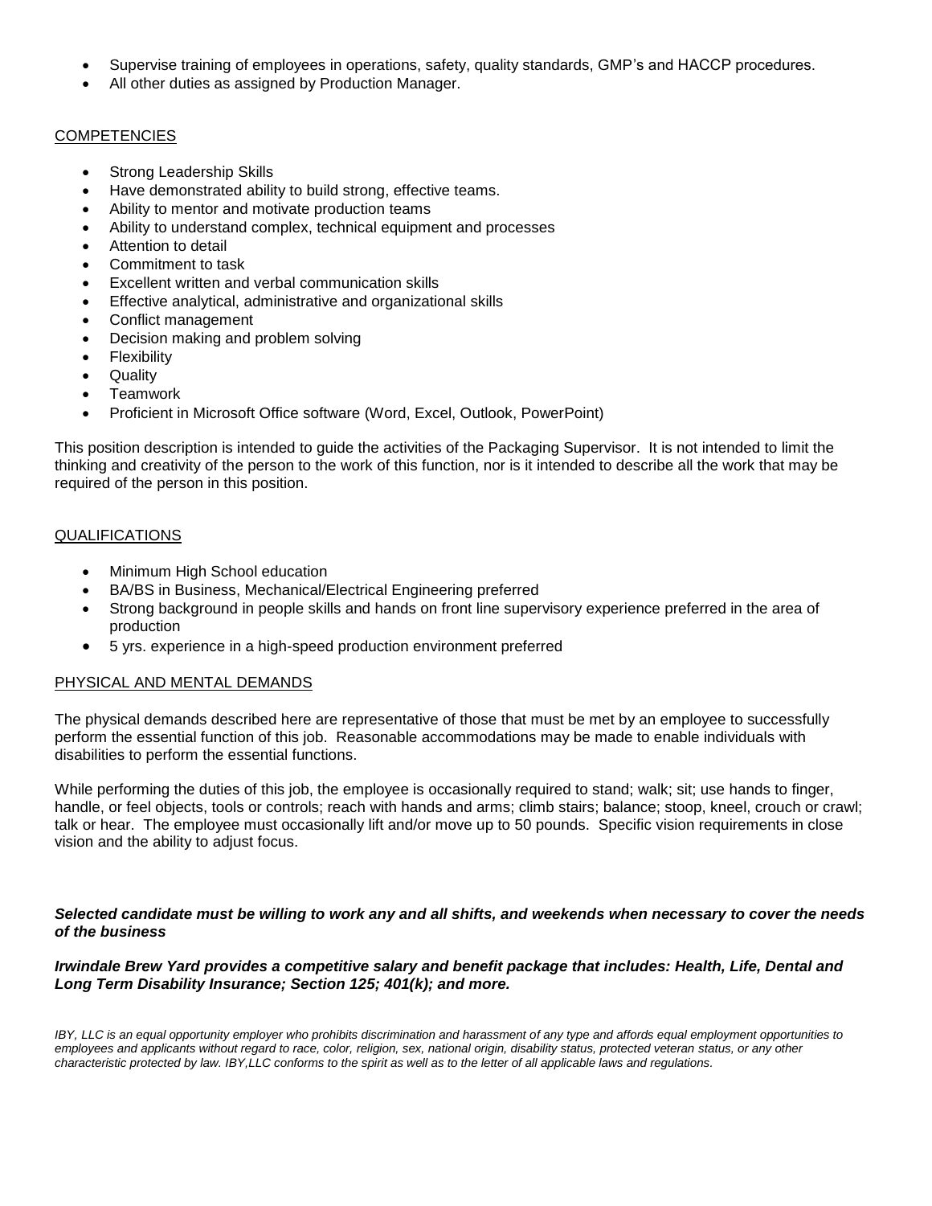- Supervise training of employees in operations, safety, quality standards, GMP's and HACCP procedures.
- All other duties as assigned by Production Manager.

COMPETENCIES

- Strong Leadership Skills
- Have demonstrated ability to build strong, effective teams.
- Ability to mentor and motivate production teams
- Ability to understand complex, technical equipment and processes
- Attention to detail
- Commitment to task
- Excellent written and verbal communication skills
- Effective analytical, administrative and organizational skills
- Conflict management
- Decision making and problem solving
- Flexibility
- Quality
- Teamwork
- Proficient in Microsoft Office software (Word, Excel, Outlook, PowerPoint)

This position description is intended to guide the activities of the Packaging Supervisor. It is not intended to limit the thinking and creativity of the person to the work of this function, nor is it intended to describe all the work that may be required of the person in this position.

QUALIFICATIONS

- Minimum High School education
- BA/BS in Business, Mechanical/Electrical Engineering preferred
- Strong background in people skills and hands on front line supervisory experience preferred in the area of production
- 5 yrs. experience in a high-speed production environment preferred

PHYSICAL AND MENTAL DEMANDS

The physical demands described here are representative of those that must be met by an employee to successfully perform the essential function of this job. Reasonable accommodations may be made to enable individuals with disabilities to perform the essential functions.

While performing the duties of this job, the employee is occasionally required to stand; walk; sit; use hands to finger, handle, or feel objects, tools or controls; reach with hands and arms; climb stairs; balance; stoop, kneel, crouch or crawl; talk or hear. The employee must occasionally lift and/or move up to 50 pounds. Specific vision requirements in close vision and the ability to adjust focus.

***Selected candidate must be willing to work any and all shifts, and weekends when necessary to cover the needs of the business***

***Irwindale Brew Yard provides a competitive salary and benefit package that includes: Health, Life, Dental and Long Term Disability Insurance; Section 125; 401(k); and more.***

*IBY, LLC is an equal opportunity employer who prohibits discrimination and harassment of any type and affords equal employment opportunities to employees and applicants without regard to race, color, religion, sex, national origin, disability status, protected veteran status, or any other characteristic protected by law. IBY,LLC conforms to the spirit as well as to the letter of all applicable laws and regulations.*